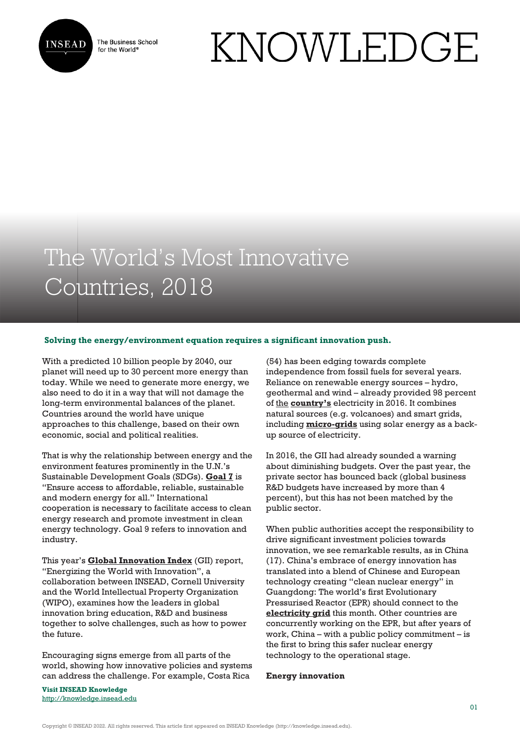# The World's Most Innovative Countries, 2018

**Solving the energy/environment equation requires a significant innovation push.**

With a predicted 10 billion people by 2040, our planet will need up to 30 percent more energy than today. While we need to generate more energy, we also need to do it in a way that will not damage the long-term environmental balances of the planet. Countries around the world have unique approaches to this challenge, based on their own economic, social and political realities.

That is why the relationship between energy and the environment features prominently in the U.N.'s Sustainable Development Goals (SDGs). **Goal 7** is "Ensure access to affordable, reliable, sustainable and modern energy for all." International cooperation is necessary to facilitate access to clean energy research and promote investment in clean energy technology. Goal 9 refers to innovation and industry.

This year's **Global Innovation Index** (GII) report, "Energizing the World with Innovation", a collaboration between INSEAD, Cornell University and the World Intellectual Property Organization (WIPO), examines how the leaders in global innovation bring education, R&D and business together to solve challenges, such as how to power the future.

Encouraging signs emerge from all parts of the world, showing how innovative policies and systems can address the challenge. For example, Costa Rica (54) has been edging towards complete independence from fossil fuels for several years. Reliance on renewable energy sources – hydro, geothermal and wind – already provided 98 percent of the **country's** electricity in 2016. It combines natural sources (e.g. volcanoes) and smart grids, including **micro-grids** using solar energy as a back-up source of electricity.

In 2016, the GII had already sounded a warning about diminishing budgets. Over the past year, the private sector has bounced back (global business R&D budgets have increased by more than 4 percent), but this has not been matched by the public sector.

When public authorities accept the responsibility to drive significant investment policies towards innovation, we see remarkable results, as in China (17). China's embrace of energy innovation has translated into a blend of Chinese and European technology creating "clean nuclear energy" in Guangdong: The world's first Evolutionary Pressurised Reactor (EPR) should connect to the **electricity grid** this month. Other countries are concurrently working on the EPR, but after years of work, China – with a public policy commitment – is the first to bring this safer nuclear energy technology to the operational stage.

### Energy innovation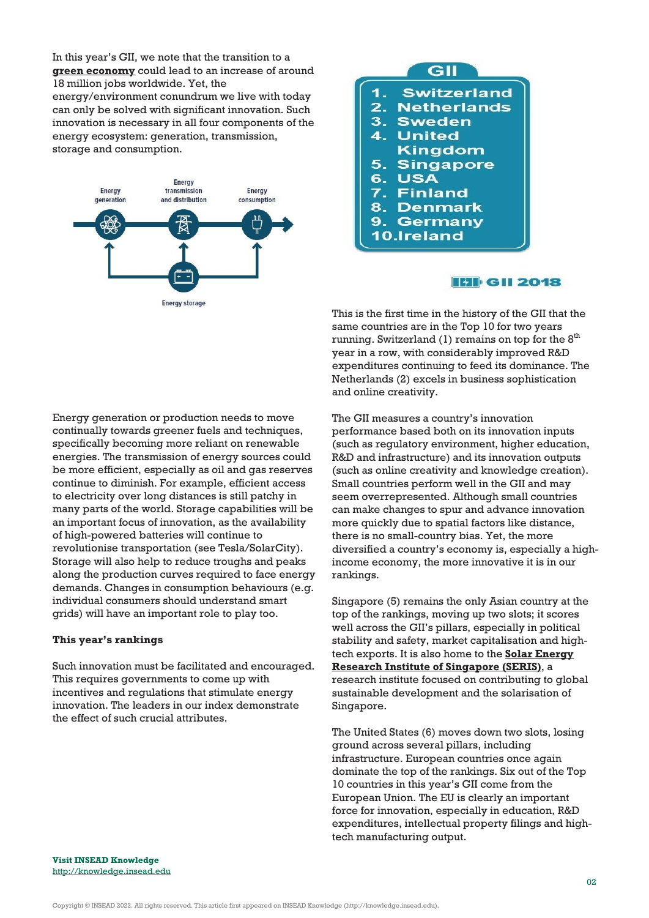In this year's GII, we note that the transition to a **green economy** could lead to an increase of around 18 million jobs worldwide. Yet, the energy/environment conundrum we live with today can only be solved with significant innovation. Such innovation is necessary in all four components of the energy ecosystem: generation, transmission, storage and consumption.

Energy generation — Energy transmission and distribution — Energy consumption

Energy storage

Energy generation or production needs to move continually towards greener fuels and techniques, specifically becoming more reliant on renewable energies. The transmission of energy sources could be more efficient, especially as oil and gas reserves continue to diminish. For example, efficient access to electricity over long distances is still patchy in many parts of the world. Storage capabilities will be an important focus of innovation, as the availability of high-powered batteries will continue to revolutionise transportation (see Tesla/SolarCity). Storage will also help to reduce troughs and peaks along the production curves required to face energy demands. Changes in consumption behaviours (e.g. individual consumers should understand smart grids) will have an important role to play too.

**This year's rankings**

Such innovation must be facilitated and encouraged. This requires governments to come up with incentives and regulations that stimulate energy innovation. The leaders in our index demonstrate the effect of such crucial attributes.

GII

1. Switzerland
2. Netherlands
3. Sweden
4. United Kingdom
5. Singapore
6. USA
7. Finland
8. Denmark
9. Germany
10. Ireland

GII 2018

This is the first time in the history of the GII that the same countries are in the Top 10 for two years running. Switzerland (1) remains on top for the 8th year in a row, with considerably improved R&D expenditures continuing to feed its dominance. The Netherlands (2) excels in business sophistication and online creativity.

The GII measures a country's innovation performance based both on its innovation inputs (such as regulatory environment, higher education, R&D and infrastructure) and its innovation outputs (such as online creativity and knowledge creation). Small countries perform well in the GII and may seem overrepresented. Although small countries can make changes to spur and advance innovation more quickly due to spatial factors like distance, there is no small-country bias. Yet, the more diversified a country's economy is, especially a high-income economy, the more innovative it is in our rankings.

Singapore (5) remains the only Asian country at the top of the rankings, moving up two slots; it scores well across the GII's pillars, especially in political stability and safety, market capitalisation and high-tech exports. It is also home to the **Solar Energy Research Institute of Singapore (SERIS)**, a research institute focused on contributing to global sustainable development and the solarisation of Singapore.

The United States (6) moves down two slots, losing ground across several pillars, including infrastructure. European countries once again dominate the top of the rankings. Six out of the Top 10 countries in this year's GII come from the European Union. The EU is clearly an important force for innovation, especially in education, R&D expenditures, intellectual property filings and high-tech manufacturing output.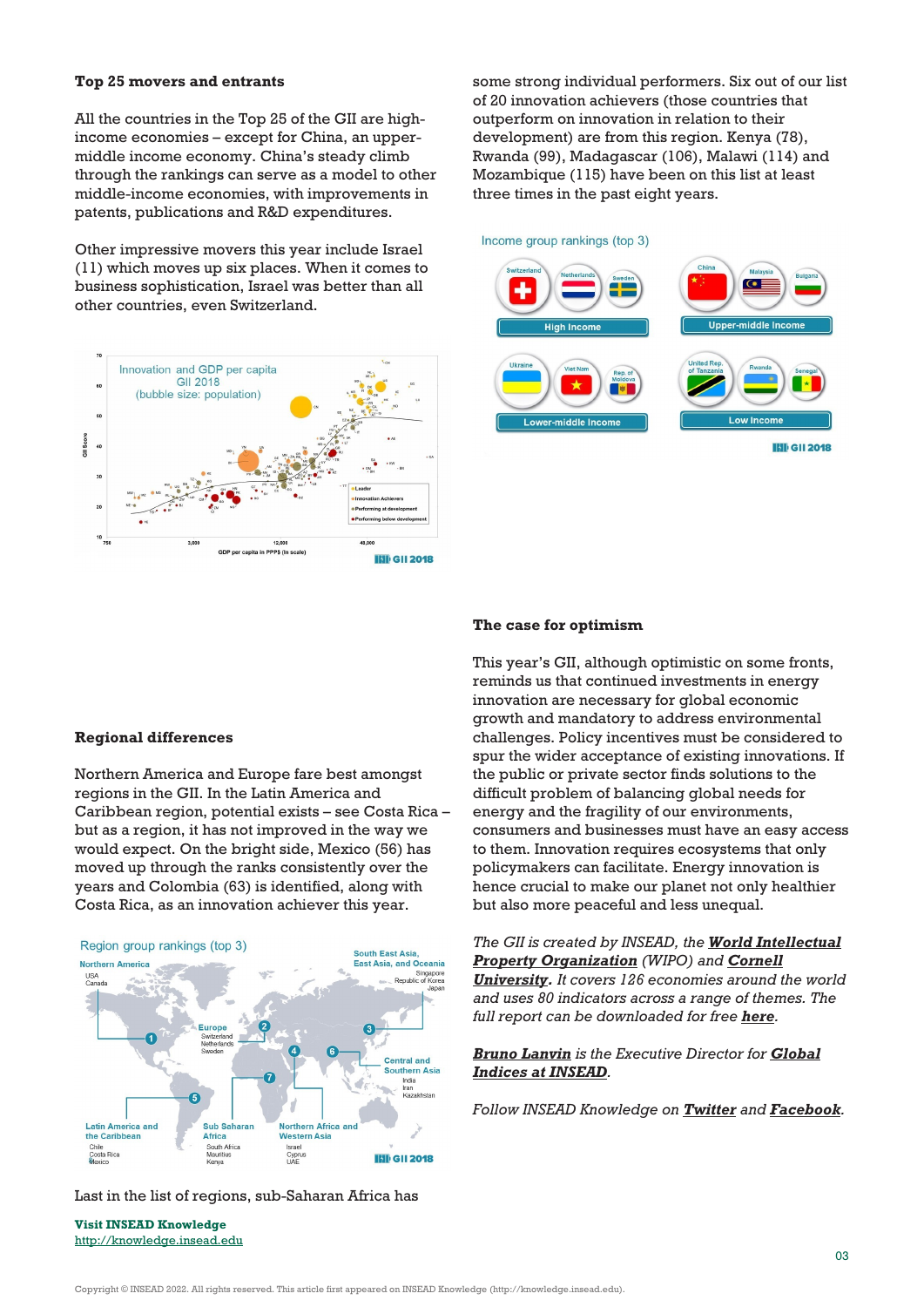## Top 25 movers and entrants

All the countries in the Top 25 of the GII are high-income economies – except for China, an upper-middle income economy. China's steady climb through the rankings can serve as a model to other middle-income economies, with improvements in patents, publications and R&D expenditures.

Other impressive movers this year include Israel (11) which moves up six places. When it comes to business sophistication, Israel was better than all other countries, even Switzerland.

## Regional differences

Northern America and Europe fare best amongst regions in the GII. In the Latin America and Caribbean region, potential exists – see Costa Rica – but as a region, it has not improved in the way we would expect. On the bright side, Mexico (56) has moved up through the ranks consistently over the years and Colombia (63) is identified, along with Costa Rica, as an innovation achiever this year.

Last in the list of regions, sub-Saharan Africa has some strong individual performers. Six out of our list of 20 innovation achievers (those countries that outperform on innovation in relation to their development) are from this region. Kenya (78), Rwanda (99), Madagascar (106), Malawi (114) and Mozambique (115) have been on this list at least three times in the past eight years.

## The case for optimism

This year's GII, although optimistic on some fronts, reminds us that continued investments in energy innovation are necessary for global economic growth and mandatory to address environmental challenges. Policy incentives must be considered to spur the wider acceptance of existing innovations. If the public or private sector finds solutions to the difficult problem of balancing global needs for energy and the fragility of our environments, consumers and businesses must have an easy access to them. Innovation requires ecosystems that only policymakers can facilitate. Energy innovation is hence crucial to make our planet not only healthier but also more peaceful and less unequal.

*The GII is created by INSEAD, the **World Intellectual Property Organization** (WIPO) and **Cornell University**. It covers 126 economies around the world and uses 80 indicators across a range of themes. The full report can be downloaded for free **here**.*

***Bruno Lanvin** is the Executive Director for **Global Indices at INSEAD**.*

*Follow INSEAD Knowledge on **Twitter** and **Facebook**.*

**Visit INSEAD Knowledge**
http://knowledge.insead.edu

Copyright © INSEAD 2022. All rights reserved. This article first appeared on INSEAD Knowledge (http://knowledge.insead.edu).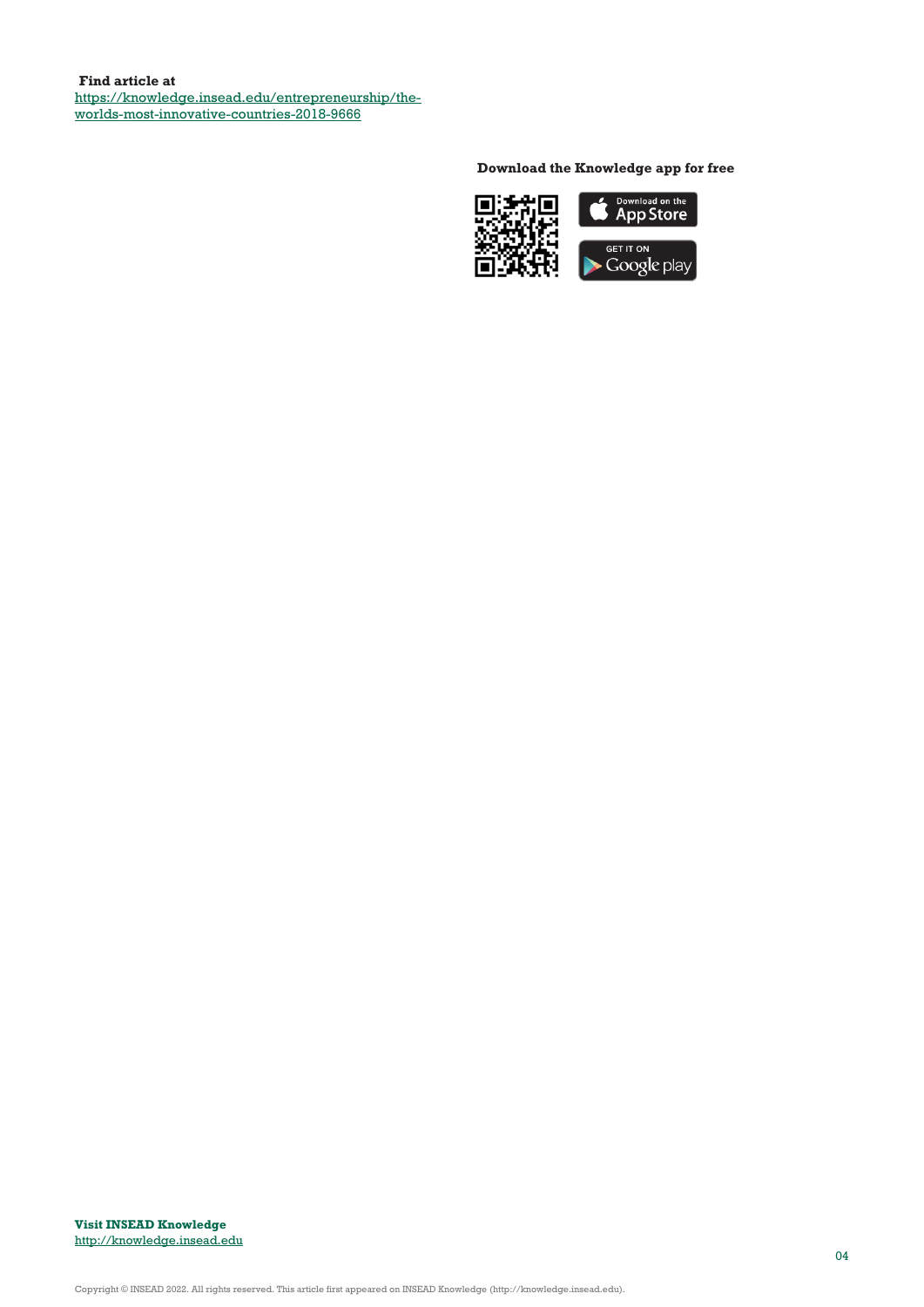**Find article at**
https://knowledge.insead.edu/entrepreneurship/the-worlds-most-innovative-countries-2018-9666

**Download the Knowledge app for free**

**Visit INSEAD Knowledge**
http://knowledge.insead.edu

Copyright © INSEAD 2022. All rights reserved. This article first appeared on INSEAD Knowledge (http://knowledge.insead.edu).